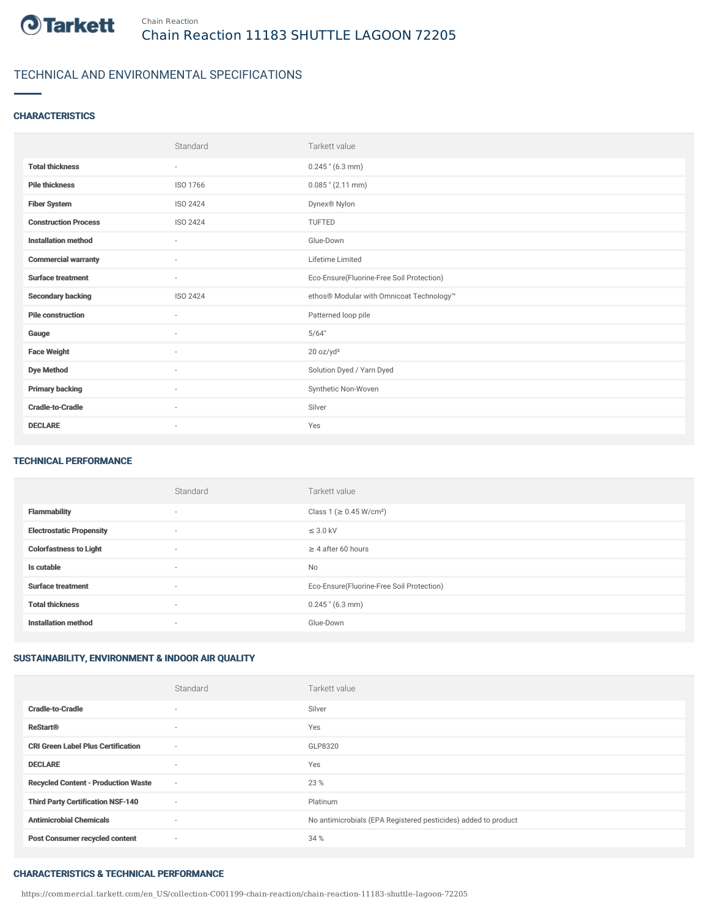Chain Reaction

# Chain Reaction 11183 SHUTTLE LAGOON 72205

## TECHNICAL AND ENVIRONMENTAL SPECIFICATIONS

### CHARACTERISTICS

| | Standard | Tarkett value |
|---|---|---|
| **Total thickness** | - | 0.245 " (6.3 mm) |
| **Pile thickness** | ISO 1766 | 0.085 " (2.11 mm) |
| **Fiber System** | ISO 2424 | Dynex® Nylon |
| **Construction Process** | ISO 2424 | TUFTED |
| **Installation method** | - | Glue-Down |
| **Commercial warranty** | - | Lifetime Limited |
| **Surface treatment** | - | Eco-Ensure(Fluorine-Free Soil Protection) |
| **Secondary backing** | ISO 2424 | ethos® Modular with Omnicoat Technology™ |
| **Pile construction** | - | Patterned loop pile |
| **Gauge** | - | 5/64" |
| **Face Weight** | - | 20 oz/yd² |
| **Dye Method** | - | Solution Dyed / Yarn Dyed |
| **Primary backing** | - | Synthetic Non-Woven |
| **Cradle-to-Cradle** | - | Silver |
| **DECLARE** | - | Yes |

### TECHNICAL PERFORMANCE

| | Standard | Tarkett value |
|---|---|---|
| **Flammability** | - | Class 1 (≥ 0.45 W/cm²) |
| **Electrostatic Propensity** | - | ≤ 3.0 kV |
| **Colorfastness to Light** | - | ≥ 4 after 60 hours |
| **Is cutable** | - | No |
| **Surface treatment** | - | Eco-Ensure(Fluorine-Free Soil Protection) |
| **Total thickness** | - | 0.245 " (6.3 mm) |
| **Installation method** | - | Glue-Down |

### SUSTAINABILITY, ENVIRONMENT & INDOOR AIR QUALITY

| | Standard | Tarkett value |
|---|---|---|
| **Cradle-to-Cradle** | - | Silver |
| **ReStart®** | - | Yes |
| **CRI Green Label Plus Certification** | - | GLP8320 |
| **DECLARE** | - | Yes |
| **Recycled Content - Production Waste** | - | 23 % |
| **Third Party Certification NSF-140** | - | Platinum |
| **Antimicrobial Chemicals** | - | No antimicrobials (EPA Registered pesticides) added to product |
| **Post Consumer recycled content** | - | 34 % |

### CHARACTERISTICS & TECHNICAL PERFORMANCE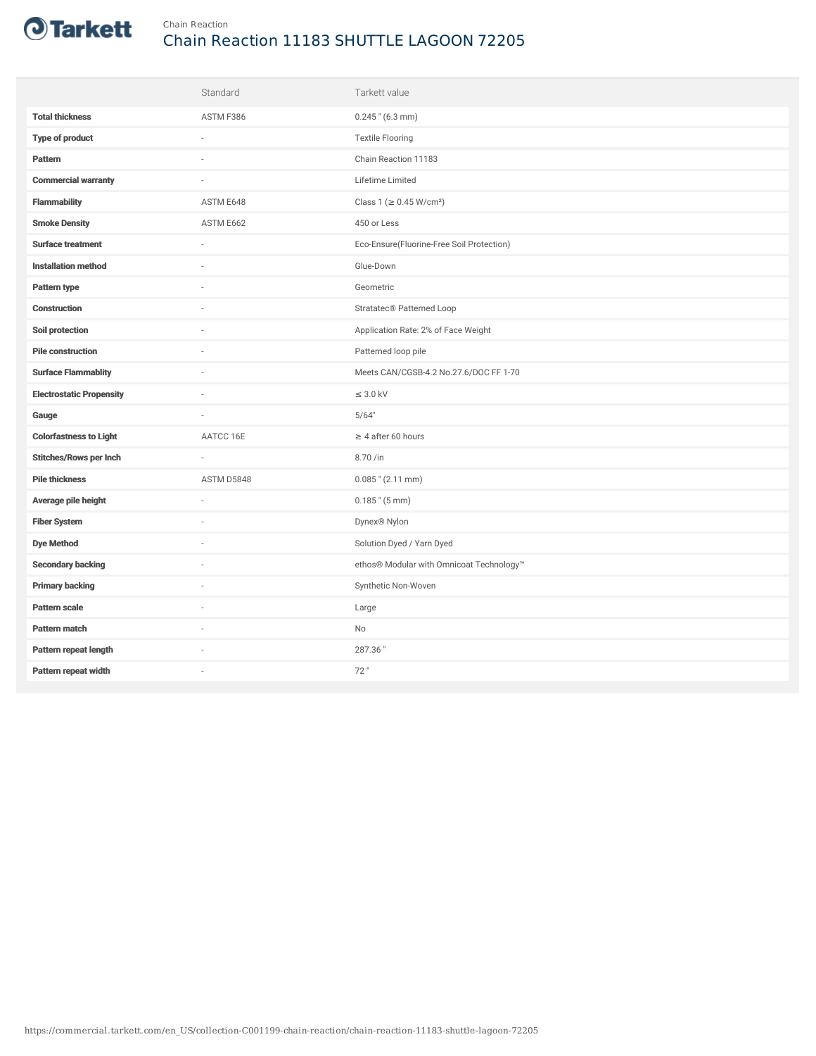Chain Reaction

# Chain Reaction 11183 SHUTTLE LAGOON 72205

| | Standard | Tarkett value |
|---|---|---|
| **Total thickness** | ASTM F386 | 0.245 " (6.3 mm) |
| **Type of product** | - | Textile Flooring |
| **Pattern** | - | Chain Reaction 11183 |
| **Commercial warranty** | - | Lifetime Limited |
| **Flammability** | ASTM E648 | Class 1 (≥ 0.45 W/cm²) |
| **Smoke Density** | ASTM E662 | 450 or Less |
| **Surface treatment** | - | Eco-Ensure(Fluorine-Free Soil Protection) |
| **Installation method** | - | Glue-Down |
| **Pattern type** | - | Geometric |
| **Construction** | - | Stratatec® Patterned Loop |
| **Soil protection** | - | Application Rate: 2% of Face Weight |
| **Pile construction** | - | Patterned loop pile |
| **Surface Flammablity** | - | Meets CAN/CGSB-4.2 No.27.6/DOC FF 1-70 |
| **Electrostatic Propensity** | - | ≤ 3.0 kV |
| **Gauge** | - | 5/64" |
| **Colorfastness to Light** | AATCC 16E | ≥ 4 after 60 hours |
| **Stitches/Rows per Inch** | - | 8.70 /in |
| **Pile thickness** | ASTM D5848 | 0.085 " (2.11 mm) |
| **Average pile height** | - | 0.185 " (5 mm) |
| **Fiber System** | - | Dynex® Nylon |
| **Dye Method** | - | Solution Dyed / Yarn Dyed |
| **Secondary backing** | - | ethos® Modular with Omnicoat Technology™ |
| **Primary backing** | - | Synthetic Non-Woven |
| **Pattern scale** | - | Large |
| **Pattern match** | - | No |
| **Pattern repeat length** | - | 287.36 " |
| **Pattern repeat width** | - | 72 " |